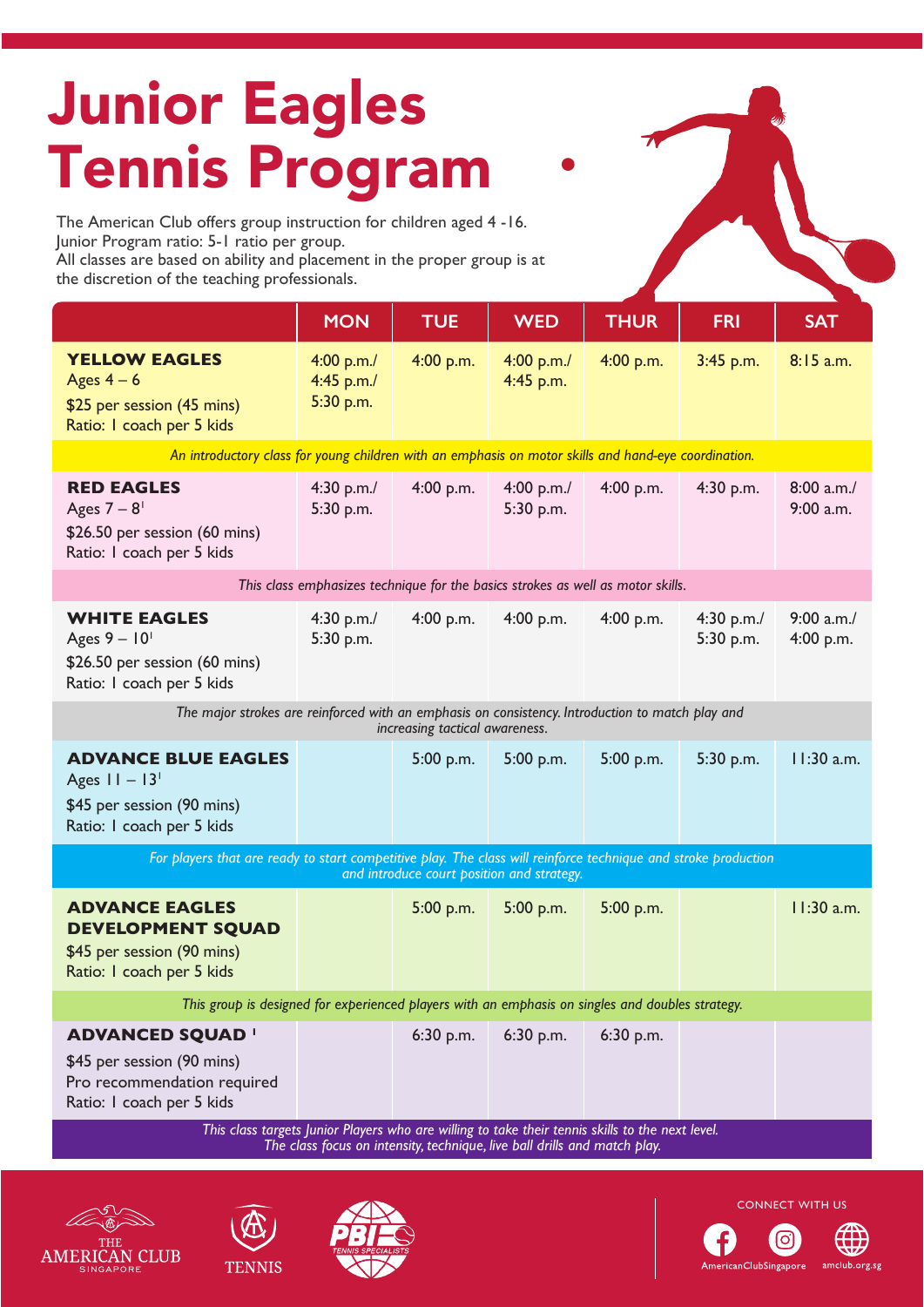# Junior Eagles Tennis Program

The American Club offers group instruction for children aged 4 -16.
Junior Program ratio: 5-1 ratio per group.
All classes are based on ability and placement in the proper group is at the discretion of the teaching professionals.

| | MON | TUE | WED | THUR | FRI | SAT |
|---|---|---|---|---|---|---|
| **YELLOW EAGLES**<br>Ages 4 – 6<br>$25 per session (45 mins)<br>Ratio: 1 coach per 5 kids | 4:00 p.m./<br>4:45 p.m./<br>5:30 p.m. | 4:00 p.m. | 4:00 p.m./<br>4:45 p.m. | 4:00 p.m. | 3:45 p.m. | 8:15 a.m. |
| *An introductory class for young children with an emphasis on motor skills and hand-eye coordination.* | | | | | | |
| **RED EAGLES**<br>Ages 7 – 8[1]<br>$26.50 per session (60 mins)<br>Ratio: 1 coach per 5 kids | 4:30 p.m./<br>5:30 p.m. | 4:00 p.m. | 4:00 p.m./<br>5:30 p.m. | 4:00 p.m. | 4:30 p.m. | 8:00 a.m./<br>9:00 a.m. |
| *This class emphasizes technique for the basics strokes as well as motor skills.* | | | | | | |
| **WHITE EAGLES**<br>Ages 9 – 10[1]<br>$26.50 per session (60 mins)<br>Ratio: 1 coach per 5 kids | 4:30 p.m./<br>5:30 p.m. | 4:00 p.m. | 4:00 p.m. | 4:00 p.m. | 4:30 p.m./<br>5:30 p.m. | 9:00 a.m./<br>4:00 p.m. |
| *The major strokes are reinforced with an emphasis on consistency. Introduction to match play and increasing tactical awareness.* | | | | | | |
| **ADVANCE BLUE EAGLES**<br>Ages 11 – 13[1]<br>$45 per session (90 mins)<br>Ratio: 1 coach per 5 kids | | 5:00 p.m. | 5:00 p.m. | 5:00 p.m. | 5:30 p.m. | 11:30 a.m. |
| *For players that are ready to start competitive play. The class will reinforce technique and stroke production and introduce court position and strategy.* | | | | | | |
| **ADVANCE EAGLES DEVELOPMENT SQUAD**<br>$45 per session (90 mins)<br>Ratio: 1 coach per 5 kids | | 5:00 p.m. | 5:00 p.m. | 5:00 p.m. | | 11:30 a.m. |
| *This group is designed for experienced players with an emphasis on singles and doubles strategy.* | | | | | | |
| **ADVANCED SQUAD** [1]<br>$45 per session (90 mins)<br>Pro recommendation required<br>Ratio: 1 coach per 5 kids | | 6:30 p.m. | 6:30 p.m. | 6:30 p.m. | | |
| *This class targets Junior Players who are willing to take their tennis skills to the next level. The class focus on intensity, technique, live ball drills and match play.* | | | | | | |

THE AMERICAN CLUB SINGAPORE · TENNIS · PBI TENNIS SPECIALISTS

CONNECT WITH US
AmericanClubSingapore · amclub.org.sg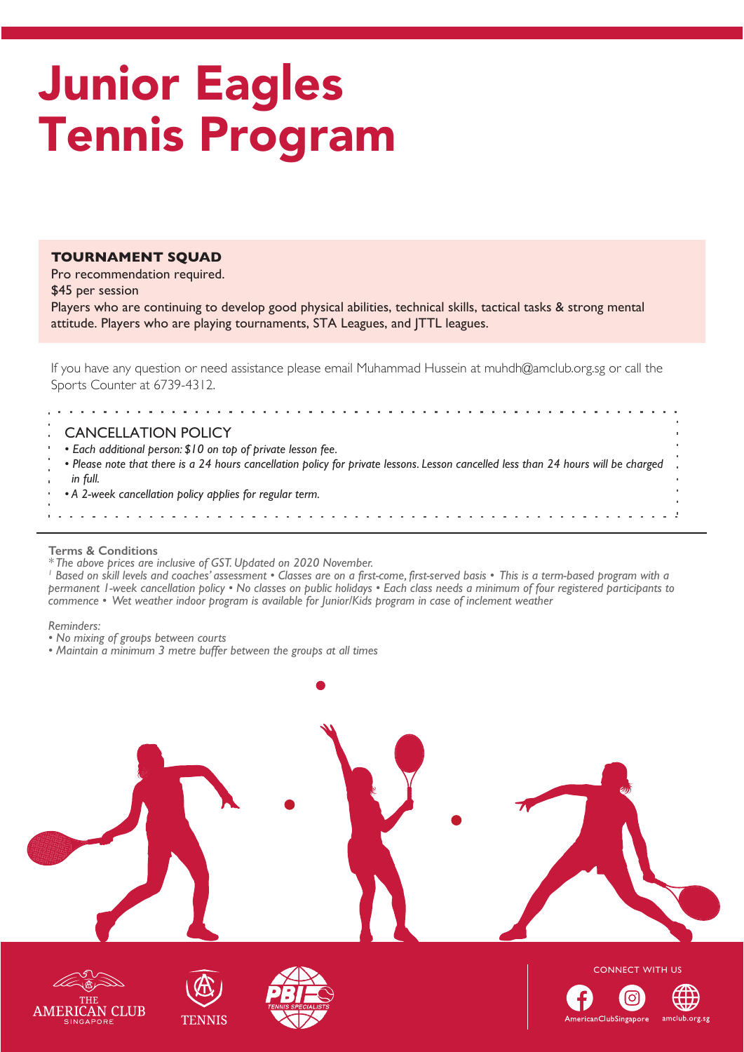# Junior Eagles Tennis Program

**TOURNAMENT SQUAD**

Pro recommendation required.

$45 per session

Players who are continuing to develop good physical abilities, technical skills, tactical tasks & strong mental attitude. Players who are playing tournaments, STA Leagues, and JTTL leagues.

If you have any question or need assistance please email Muhammad Hussein at muhdh@amclub.org.sg or call the Sports Counter at 6739-4312.

## CANCELLATION POLICY

- *Each additional person: $10 on top of private lesson fee.*
- *Please note that there is a 24 hours cancellation policy for private lessons. Lesson cancelled less than 24 hours will be charged in full.*
- *A 2-week cancellation policy applies for regular term.*

**Terms & Conditions**

*\* The above prices are inclusive of GST. Updated on 2020 November.*

*[1] Based on skill levels and coaches' assessment • Classes are on a first-come, first-served basis • This is a term-based program with a permanent 1-week cancellation policy • No classes on public holidays • Each class needs a minimum of four registered participants to commence • Wet weather indoor program is available for Junior/Kids program in case of inclement weather*

*Reminders:*

- *No mixing of groups between courts*
- *Maintain a minimum 3 metre buffer between the groups at all times*

THE AMERICAN CLUB SINGAPORE

TENNIS

PBI TENNIS SPECIALISTS

CONNECT WITH US

AmericanClubSingapore

amclub.org.sg